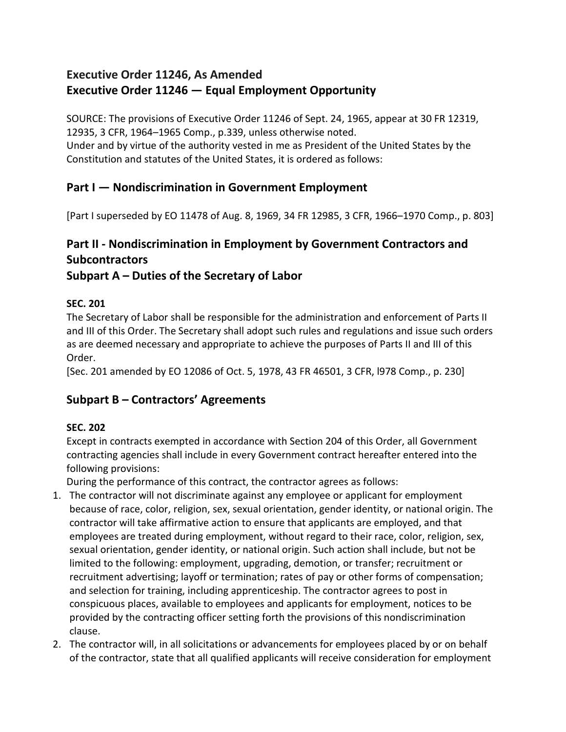## Executive Order 11246, As Amended
## Executive Order 11246 — Equal Employment Opportunity

SOURCE: The provisions of Executive Order 11246 of Sept. 24, 1965, appear at 30 FR 12319, 12935, 3 CFR, 1964–1965 Comp., p.339, unless otherwise noted.
Under and by virtue of the authority vested in me as President of the United States by the Constitution and statutes of the United States, it is ordered as follows:

## Part I — Nondiscrimination in Government Employment

[Part I superseded by EO 11478 of Aug. 8, 1969, 34 FR 12985, 3 CFR, 1966–1970 Comp., p. 803]

## Part II - Nondiscrimination in Employment by Government Contractors and Subcontractors
## Subpart A – Duties of the Secretary of Labor

**SEC. 201**
The Secretary of Labor shall be responsible for the administration and enforcement of Parts II and III of this Order. The Secretary shall adopt such rules and regulations and issue such orders as are deemed necessary and appropriate to achieve the purposes of Parts II and III of this Order.
[Sec. 201 amended by EO 12086 of Oct. 5, 1978, 43 FR 46501, 3 CFR, l978 Comp., p. 230]

## Subpart B – Contractors' Agreements

**SEC. 202**
Except in contracts exempted in accordance with Section 204 of this Order, all Government contracting agencies shall include in every Government contract hereafter entered into the following provisions:
During the performance of this contract, the contractor agrees as follows:

1. The contractor will not discriminate against any employee or applicant for employment because of race, color, religion, sex, sexual orientation, gender identity, or national origin. The contractor will take affirmative action to ensure that applicants are employed, and that employees are treated during employment, without regard to their race, color, religion, sex, sexual orientation, gender identity, or national origin. Such action shall include, but not be limited to the following: employment, upgrading, demotion, or transfer; recruitment or recruitment advertising; layoff or termination; rates of pay or other forms of compensation; and selection for training, including apprenticeship. The contractor agrees to post in conspicuous places, available to employees and applicants for employment, notices to be provided by the contracting officer setting forth the provisions of this nondiscrimination clause.
2. The contractor will, in all solicitations or advancements for employees placed by or on behalf of the contractor, state that all qualified applicants will receive consideration for employment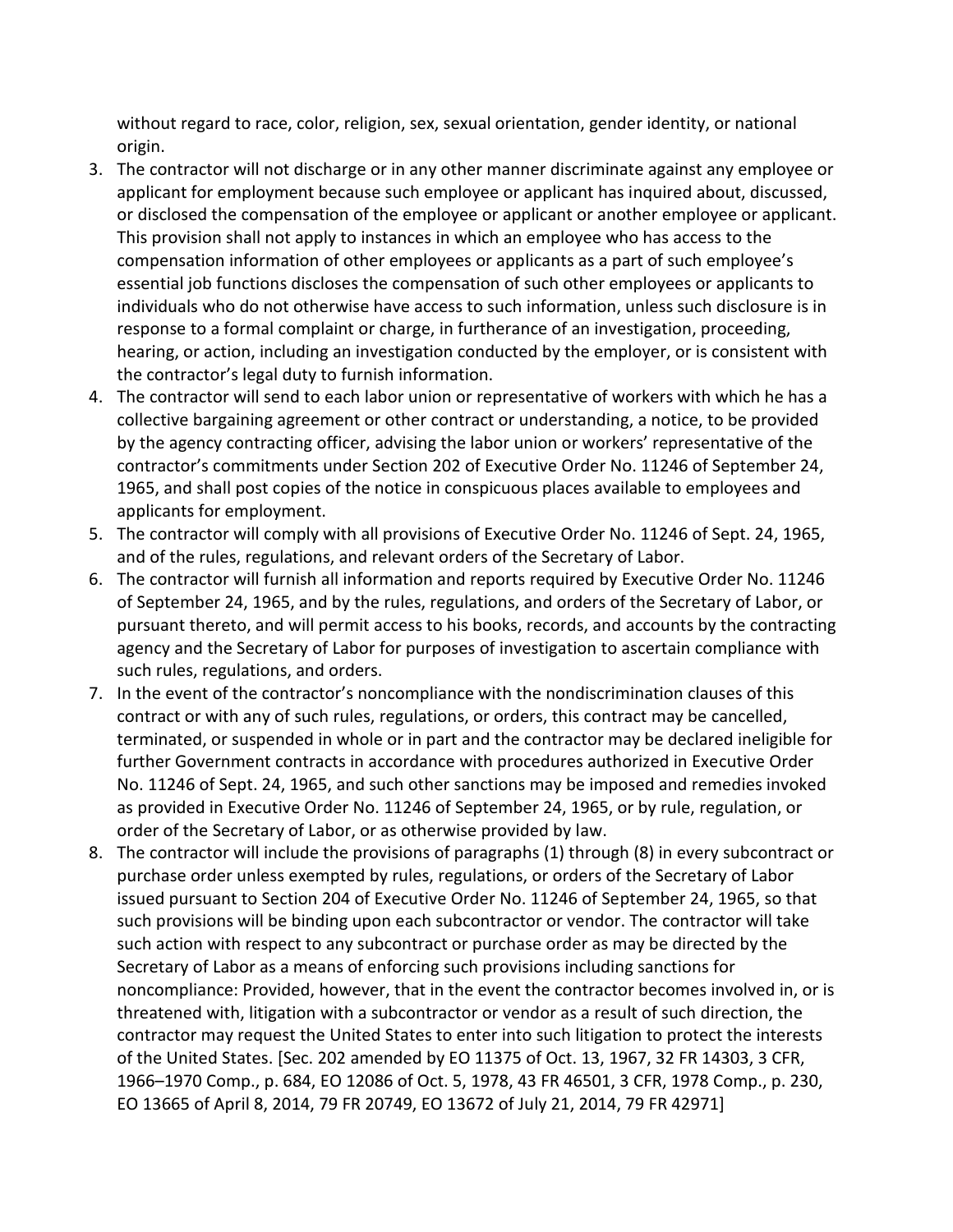without regard to race, color, religion, sex, sexual orientation, gender identity, or national origin.

3. The contractor will not discharge or in any other manner discriminate against any employee or applicant for employment because such employee or applicant has inquired about, discussed, or disclosed the compensation of the employee or applicant or another employee or applicant. This provision shall not apply to instances in which an employee who has access to the compensation information of other employees or applicants as a part of such employee's essential job functions discloses the compensation of such other employees or applicants to individuals who do not otherwise have access to such information, unless such disclosure is in response to a formal complaint or charge, in furtherance of an investigation, proceeding, hearing, or action, including an investigation conducted by the employer, or is consistent with the contractor's legal duty to furnish information.
4. The contractor will send to each labor union or representative of workers with which he has a collective bargaining agreement or other contract or understanding, a notice, to be provided by the agency contracting officer, advising the labor union or workers' representative of the contractor's commitments under Section 202 of Executive Order No. 11246 of September 24, 1965, and shall post copies of the notice in conspicuous places available to employees and applicants for employment.
5. The contractor will comply with all provisions of Executive Order No. 11246 of Sept. 24, 1965, and of the rules, regulations, and relevant orders of the Secretary of Labor.
6. The contractor will furnish all information and reports required by Executive Order No. 11246 of September 24, 1965, and by the rules, regulations, and orders of the Secretary of Labor, or pursuant thereto, and will permit access to his books, records, and accounts by the contracting agency and the Secretary of Labor for purposes of investigation to ascertain compliance with such rules, regulations, and orders.
7. In the event of the contractor's noncompliance with the nondiscrimination clauses of this contract or with any of such rules, regulations, or orders, this contract may be cancelled, terminated, or suspended in whole or in part and the contractor may be declared ineligible for further Government contracts in accordance with procedures authorized in Executive Order No. 11246 of Sept. 24, 1965, and such other sanctions may be imposed and remedies invoked as provided in Executive Order No. 11246 of September 24, 1965, or by rule, regulation, or order of the Secretary of Labor, or as otherwise provided by law.
8. The contractor will include the provisions of paragraphs (1) through (8) in every subcontract or purchase order unless exempted by rules, regulations, or orders of the Secretary of Labor issued pursuant to Section 204 of Executive Order No. 11246 of September 24, 1965, so that such provisions will be binding upon each subcontractor or vendor. The contractor will take such action with respect to any subcontract or purchase order as may be directed by the Secretary of Labor as a means of enforcing such provisions including sanctions for noncompliance: Provided, however, that in the event the contractor becomes involved in, or is threatened with, litigation with a subcontractor or vendor as a result of such direction, the contractor may request the United States to enter into such litigation to protect the interests of the United States. [Sec. 202 amended by EO 11375 of Oct. 13, 1967, 32 FR 14303, 3 CFR, 1966–1970 Comp., p. 684, EO 12086 of Oct. 5, 1978, 43 FR 46501, 3 CFR, 1978 Comp., p. 230, EO 13665 of April 8, 2014, 79 FR 20749, EO 13672 of July 21, 2014, 79 FR 42971]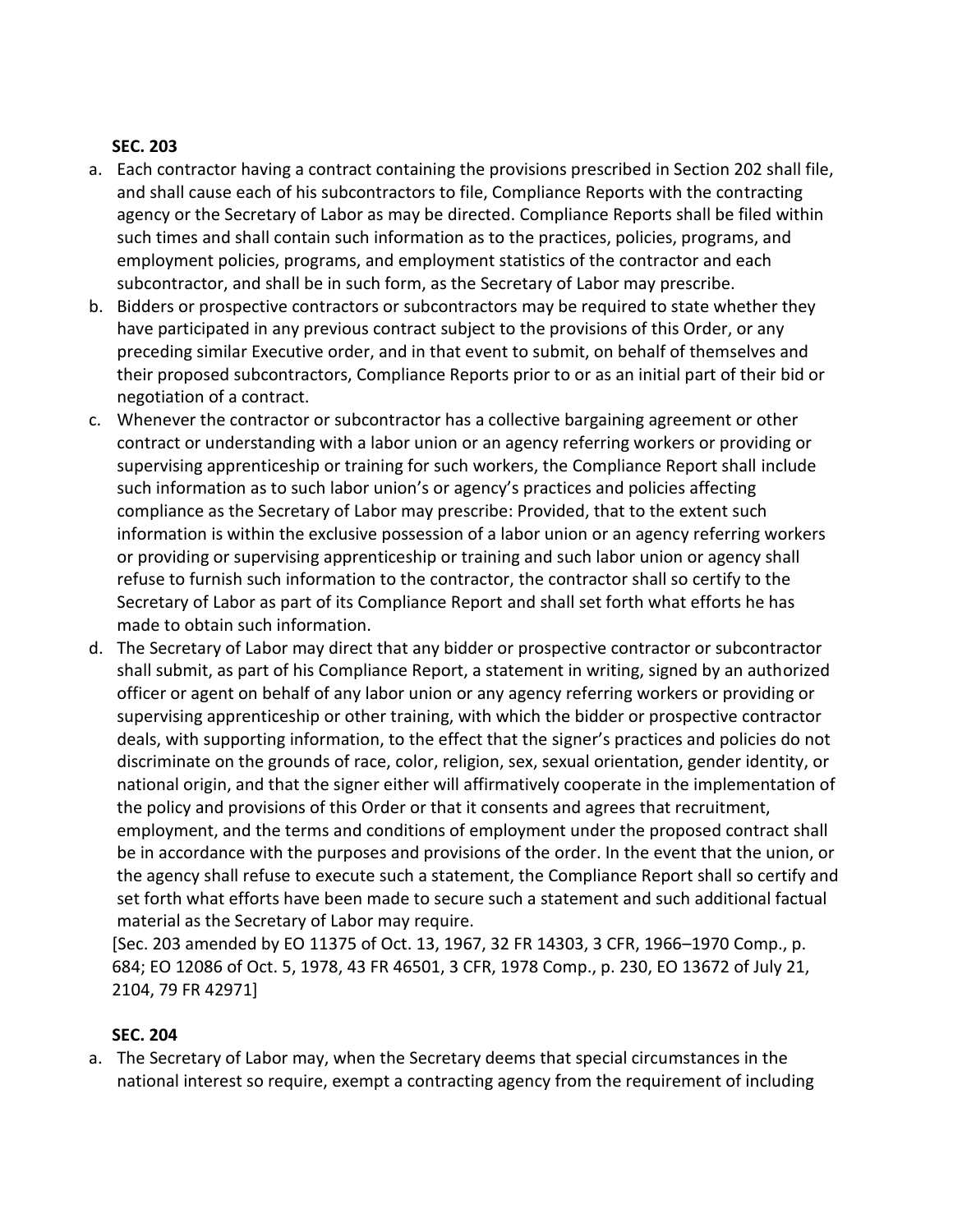**SEC. 203**

a. Each contractor having a contract containing the provisions prescribed in Section 202 shall file, and shall cause each of his subcontractors to file, Compliance Reports with the contracting agency or the Secretary of Labor as may be directed. Compliance Reports shall be filed within such times and shall contain such information as to the practices, policies, programs, and employment policies, programs, and employment statistics of the contractor and each subcontractor, and shall be in such form, as the Secretary of Labor may prescribe.
b. Bidders or prospective contractors or subcontractors may be required to state whether they have participated in any previous contract subject to the provisions of this Order, or any preceding similar Executive order, and in that event to submit, on behalf of themselves and their proposed subcontractors, Compliance Reports prior to or as an initial part of their bid or negotiation of a contract.
c. Whenever the contractor or subcontractor has a collective bargaining agreement or other contract or understanding with a labor union or an agency referring workers or providing or supervising apprenticeship or training for such workers, the Compliance Report shall include such information as to such labor union's or agency's practices and policies affecting compliance as the Secretary of Labor may prescribe: Provided, that to the extent such information is within the exclusive possession of a labor union or an agency referring workers or providing or supervising apprenticeship or training and such labor union or agency shall refuse to furnish such information to the contractor, the contractor shall so certify to the Secretary of Labor as part of its Compliance Report and shall set forth what efforts he has made to obtain such information.
d. The Secretary of Labor may direct that any bidder or prospective contractor or subcontractor shall submit, as part of his Compliance Report, a statement in writing, signed by an authorized officer or agent on behalf of any labor union or any agency referring workers or providing or supervising apprenticeship or other training, with which the bidder or prospective contractor deals, with supporting information, to the effect that the signer's practices and policies do not discriminate on the grounds of race, color, religion, sex, sexual orientation, gender identity, or national origin, and that the signer either will affirmatively cooperate in the implementation of the policy and provisions of this Order or that it consents and agrees that recruitment, employment, and the terms and conditions of employment under the proposed contract shall be in accordance with the purposes and provisions of the order. In the event that the union, or the agency shall refuse to execute such a statement, the Compliance Report shall so certify and set forth what efforts have been made to secure such a statement and such additional factual material as the Secretary of Labor may require.

[Sec. 203 amended by EO 11375 of Oct. 13, 1967, 32 FR 14303, 3 CFR, 1966–1970 Comp., p. 684; EO 12086 of Oct. 5, 1978, 43 FR 46501, 3 CFR, 1978 Comp., p. 230, EO 13672 of July 21, 2104, 79 FR 42971]

**SEC. 204**

a. The Secretary of Labor may, when the Secretary deems that special circumstances in the national interest so require, exempt a contracting agency from the requirement of including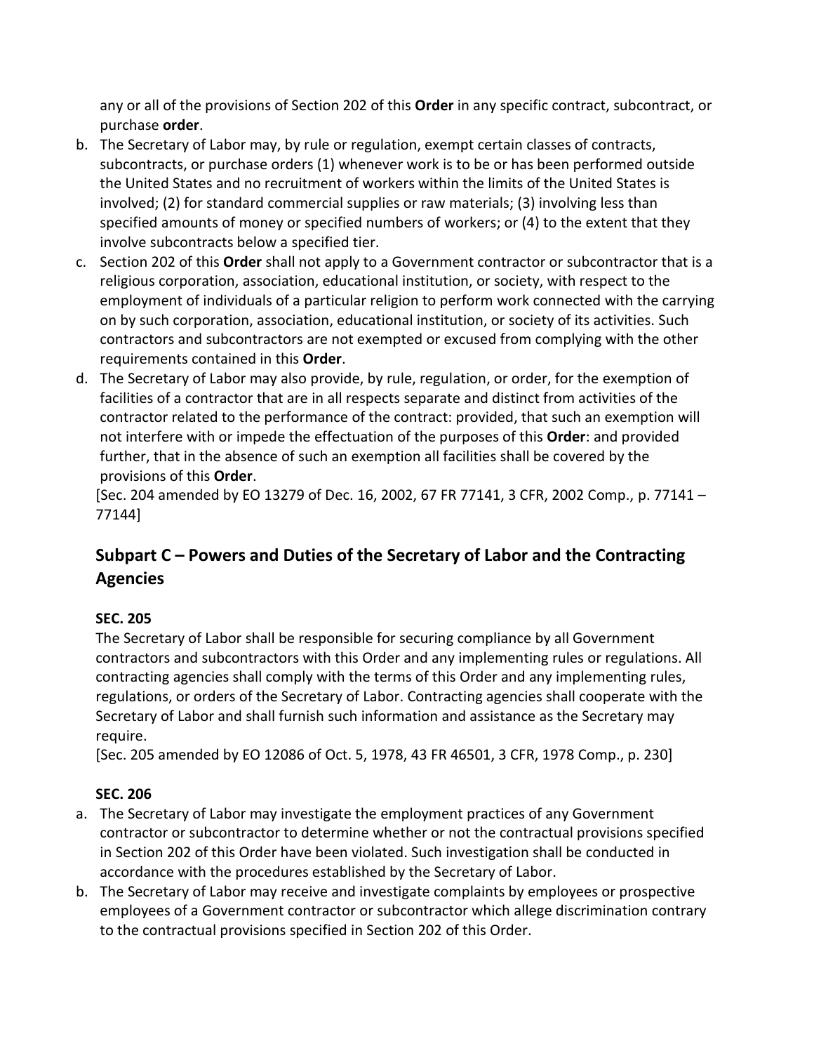any or all of the provisions of Section 202 of this **Order** in any specific contract, subcontract, or purchase **order**.

b. The Secretary of Labor may, by rule or regulation, exempt certain classes of contracts, subcontracts, or purchase orders (1) whenever work is to be or has been performed outside the United States and no recruitment of workers within the limits of the United States is involved; (2) for standard commercial supplies or raw materials; (3) involving less than specified amounts of money or specified numbers of workers; or (4) to the extent that they involve subcontracts below a specified tier.
c. Section 202 of this **Order** shall not apply to a Government contractor or subcontractor that is a religious corporation, association, educational institution, or society, with respect to the employment of individuals of a particular religion to perform work connected with the carrying on by such corporation, association, educational institution, or society of its activities. Such contractors and subcontractors are not exempted or excused from complying with the other requirements contained in this **Order**.
d. The Secretary of Labor may also provide, by rule, regulation, or order, for the exemption of facilities of a contractor that are in all respects separate and distinct from activities of the contractor related to the performance of the contract: provided, that such an exemption will not interfere with or impede the effectuation of the purposes of this **Order**: and provided further, that in the absence of such an exemption all facilities shall be covered by the provisions of this **Order**.

[Sec. 204 amended by EO 13279 of Dec. 16, 2002, 67 FR 77141, 3 CFR, 2002 Comp., p. 77141 – 77144]

## Subpart C – Powers and Duties of the Secretary of Labor and the Contracting Agencies

### SEC. 205

The Secretary of Labor shall be responsible for securing compliance by all Government contractors and subcontractors with this Order and any implementing rules or regulations. All contracting agencies shall comply with the terms of this Order and any implementing rules, regulations, or orders of the Secretary of Labor. Contracting agencies shall cooperate with the Secretary of Labor and shall furnish such information and assistance as the Secretary may require.

[Sec. 205 amended by EO 12086 of Oct. 5, 1978, 43 FR 46501, 3 CFR, 1978 Comp., p. 230]

### SEC. 206

a. The Secretary of Labor may investigate the employment practices of any Government contractor or subcontractor to determine whether or not the contractual provisions specified in Section 202 of this Order have been violated. Such investigation shall be conducted in accordance with the procedures established by the Secretary of Labor.
b. The Secretary of Labor may receive and investigate complaints by employees or prospective employees of a Government contractor or subcontractor which allege discrimination contrary to the contractual provisions specified in Section 202 of this Order.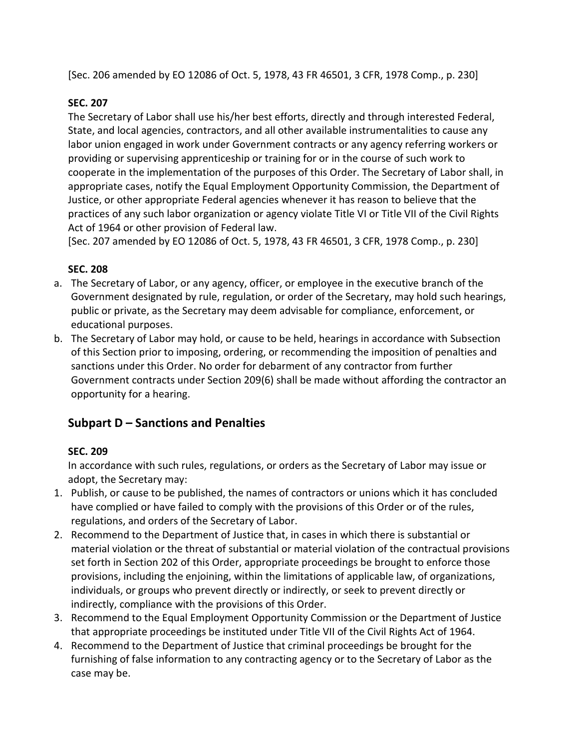[Sec. 206 amended by EO 12086 of Oct. 5, 1978, 43 FR 46501, 3 CFR, 1978 Comp., p. 230]

**SEC. 207**

The Secretary of Labor shall use his/her best efforts, directly and through interested Federal, State, and local agencies, contractors, and all other available instrumentalities to cause any labor union engaged in work under Government contracts or any agency referring workers or providing or supervising apprenticeship or training for or in the course of such work to cooperate in the implementation of the purposes of this Order. The Secretary of Labor shall, in appropriate cases, notify the Equal Employment Opportunity Commission, the Department of Justice, or other appropriate Federal agencies whenever it has reason to believe that the practices of any such labor organization or agency violate Title VI or Title VII of the Civil Rights Act of 1964 or other provision of Federal law.
[Sec. 207 amended by EO 12086 of Oct. 5, 1978, 43 FR 46501, 3 CFR, 1978 Comp., p. 230]

**SEC. 208**

a. The Secretary of Labor, or any agency, officer, or employee in the executive branch of the Government designated by rule, regulation, or order of the Secretary, may hold such hearings, public or private, as the Secretary may deem advisable for compliance, enforcement, or educational purposes.
b. The Secretary of Labor may hold, or cause to be held, hearings in accordance with Subsection of this Section prior to imposing, ordering, or recommending the imposition of penalties and sanctions under this Order. No order for debarment of any contractor from further Government contracts under Section 209(6) shall be made without affording the contractor an opportunity for a hearing.

## Subpart D – Sanctions and Penalties

**SEC. 209**

In accordance with such rules, regulations, or orders as the Secretary of Labor may issue or adopt, the Secretary may:

1. Publish, or cause to be published, the names of contractors or unions which it has concluded have complied or have failed to comply with the provisions of this Order or of the rules, regulations, and orders of the Secretary of Labor.
2. Recommend to the Department of Justice that, in cases in which there is substantial or material violation or the threat of substantial or material violation of the contractual provisions set forth in Section 202 of this Order, appropriate proceedings be brought to enforce those provisions, including the enjoining, within the limitations of applicable law, of organizations, individuals, or groups who prevent directly or indirectly, or seek to prevent directly or indirectly, compliance with the provisions of this Order.
3. Recommend to the Equal Employment Opportunity Commission or the Department of Justice that appropriate proceedings be instituted under Title VII of the Civil Rights Act of 1964.
4. Recommend to the Department of Justice that criminal proceedings be brought for the furnishing of false information to any contracting agency or to the Secretary of Labor as the case may be.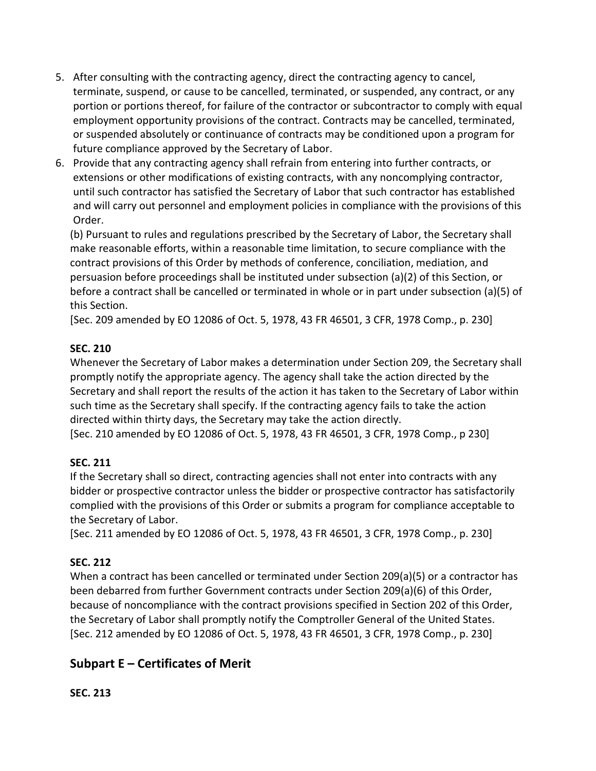5. After consulting with the contracting agency, direct the contracting agency to cancel, terminate, suspend, or cause to be cancelled, terminated, or suspended, any contract, or any portion or portions thereof, for failure of the contractor or subcontractor to comply with equal employment opportunity provisions of the contract. Contracts may be cancelled, terminated, or suspended absolutely or continuance of contracts may be conditioned upon a program for future compliance approved by the Secretary of Labor.
6. Provide that any contracting agency shall refrain from entering into further contracts, or extensions or other modifications of existing contracts, with any noncomplying contractor, until such contractor has satisfied the Secretary of Labor that such contractor has established and will carry out personnel and employment policies in compliance with the provisions of this Order.

(b) Pursuant to rules and regulations prescribed by the Secretary of Labor, the Secretary shall make reasonable efforts, within a reasonable time limitation, to secure compliance with the contract provisions of this Order by methods of conference, conciliation, mediation, and persuasion before proceedings shall be instituted under subsection (a)(2) of this Section, or before a contract shall be cancelled or terminated in whole or in part under subsection (a)(5) of this Section.
[Sec. 209 amended by EO 12086 of Oct. 5, 1978, 43 FR 46501, 3 CFR, 1978 Comp., p. 230]

**SEC. 210**

Whenever the Secretary of Labor makes a determination under Section 209, the Secretary shall promptly notify the appropriate agency. The agency shall take the action directed by the Secretary and shall report the results of the action it has taken to the Secretary of Labor within such time as the Secretary shall specify. If the contracting agency fails to take the action directed within thirty days, the Secretary may take the action directly.
[Sec. 210 amended by EO 12086 of Oct. 5, 1978, 43 FR 46501, 3 CFR, 1978 Comp., p 230]

**SEC. 211**

If the Secretary shall so direct, contracting agencies shall not enter into contracts with any bidder or prospective contractor unless the bidder or prospective contractor has satisfactorily complied with the provisions of this Order or submits a program for compliance acceptable to the Secretary of Labor.
[Sec. 211 amended by EO 12086 of Oct. 5, 1978, 43 FR 46501, 3 CFR, 1978 Comp., p. 230]

**SEC. 212**

When a contract has been cancelled or terminated under Section 209(a)(5) or a contractor has been debarred from further Government contracts under Section 209(a)(6) of this Order, because of noncompliance with the contract provisions specified in Section 202 of this Order, the Secretary of Labor shall promptly notify the Comptroller General of the United States.
[Sec. 212 amended by EO 12086 of Oct. 5, 1978, 43 FR 46501, 3 CFR, 1978 Comp., p. 230]

## Subpart E – Certificates of Merit

**SEC. 213**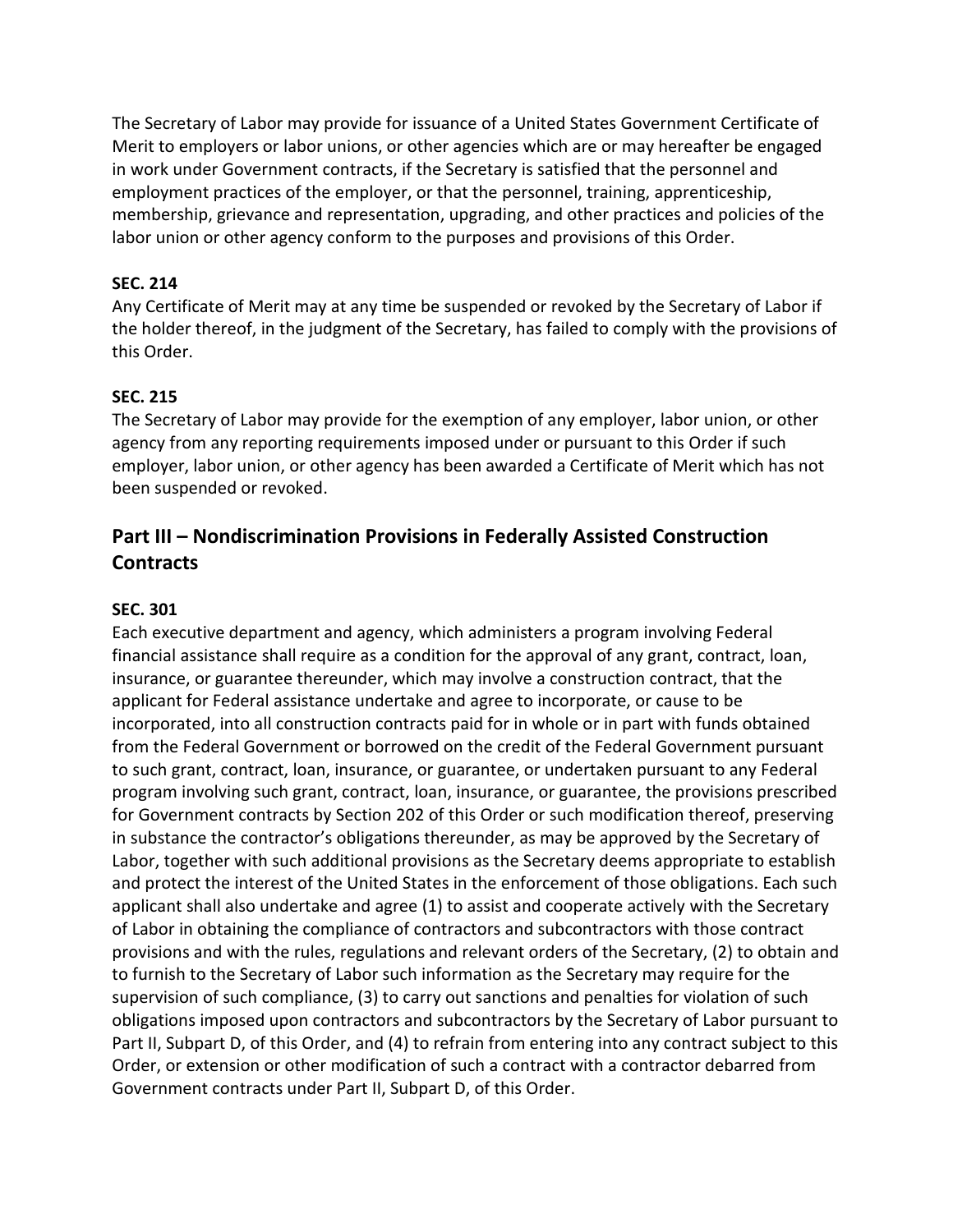The Secretary of Labor may provide for issuance of a United States Government Certificate of Merit to employers or labor unions, or other agencies which are or may hereafter be engaged in work under Government contracts, if the Secretary is satisfied that the personnel and employment practices of the employer, or that the personnel, training, apprenticeship, membership, grievance and representation, upgrading, and other practices and policies of the labor union or other agency conform to the purposes and provisions of this Order.

**SEC. 214**
Any Certificate of Merit may at any time be suspended or revoked by the Secretary of Labor if the holder thereof, in the judgment of the Secretary, has failed to comply with the provisions of this Order.

**SEC. 215**
The Secretary of Labor may provide for the exemption of any employer, labor union, or other agency from any reporting requirements imposed under or pursuant to this Order if such employer, labor union, or other agency has been awarded a Certificate of Merit which has not been suspended or revoked.

## Part III – Nondiscrimination Provisions in Federally Assisted Construction Contracts

**SEC. 301**
Each executive department and agency, which administers a program involving Federal financial assistance shall require as a condition for the approval of any grant, contract, loan, insurance, or guarantee thereunder, which may involve a construction contract, that the applicant for Federal assistance undertake and agree to incorporate, or cause to be incorporated, into all construction contracts paid for in whole or in part with funds obtained from the Federal Government or borrowed on the credit of the Federal Government pursuant to such grant, contract, loan, insurance, or guarantee, or undertaken pursuant to any Federal program involving such grant, contract, loan, insurance, or guarantee, the provisions prescribed for Government contracts by Section 202 of this Order or such modification thereof, preserving in substance the contractor's obligations thereunder, as may be approved by the Secretary of Labor, together with such additional provisions as the Secretary deems appropriate to establish and protect the interest of the United States in the enforcement of those obligations. Each such applicant shall also undertake and agree (1) to assist and cooperate actively with the Secretary of Labor in obtaining the compliance of contractors and subcontractors with those contract provisions and with the rules, regulations and relevant orders of the Secretary, (2) to obtain and to furnish to the Secretary of Labor such information as the Secretary may require for the supervision of such compliance, (3) to carry out sanctions and penalties for violation of such obligations imposed upon contractors and subcontractors by the Secretary of Labor pursuant to Part II, Subpart D, of this Order, and (4) to refrain from entering into any contract subject to this Order, or extension or other modification of such a contract with a contractor debarred from Government contracts under Part II, Subpart D, of this Order.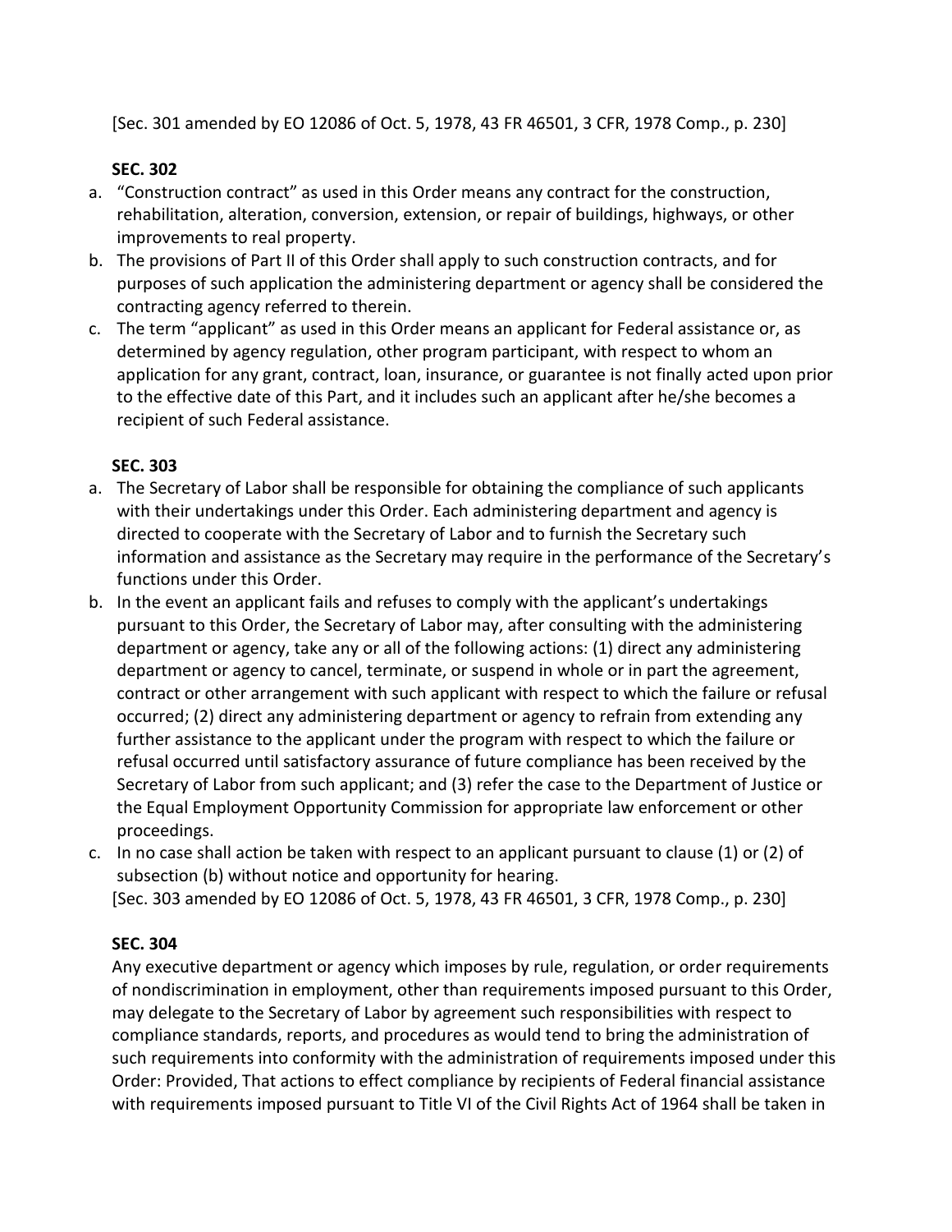[Sec. 301 amended by EO 12086 of Oct. 5, 1978, 43 FR 46501, 3 CFR, 1978 Comp., p. 230]

**SEC. 302**

a. "Construction contract" as used in this Order means any contract for the construction, rehabilitation, alteration, conversion, extension, or repair of buildings, highways, or other improvements to real property.
b. The provisions of Part II of this Order shall apply to such construction contracts, and for purposes of such application the administering department or agency shall be considered the contracting agency referred to therein.
c. The term "applicant" as used in this Order means an applicant for Federal assistance or, as determined by agency regulation, other program participant, with respect to whom an application for any grant, contract, loan, insurance, or guarantee is not finally acted upon prior to the effective date of this Part, and it includes such an applicant after he/she becomes a recipient of such Federal assistance.

**SEC. 303**

a. The Secretary of Labor shall be responsible for obtaining the compliance of such applicants with their undertakings under this Order. Each administering department and agency is directed to cooperate with the Secretary of Labor and to furnish the Secretary such information and assistance as the Secretary may require in the performance of the Secretary's functions under this Order.
b. In the event an applicant fails and refuses to comply with the applicant's undertakings pursuant to this Order, the Secretary of Labor may, after consulting with the administering department or agency, take any or all of the following actions: (1) direct any administering department or agency to cancel, terminate, or suspend in whole or in part the agreement, contract or other arrangement with such applicant with respect to which the failure or refusal occurred; (2) direct any administering department or agency to refrain from extending any further assistance to the applicant under the program with respect to which the failure or refusal occurred until satisfactory assurance of future compliance has been received by the Secretary of Labor from such applicant; and (3) refer the case to the Department of Justice or the Equal Employment Opportunity Commission for appropriate law enforcement or other proceedings.
c. In no case shall action be taken with respect to an applicant pursuant to clause (1) or (2) of subsection (b) without notice and opportunity for hearing.

[Sec. 303 amended by EO 12086 of Oct. 5, 1978, 43 FR 46501, 3 CFR, 1978 Comp., p. 230]

**SEC. 304**

Any executive department or agency which imposes by rule, regulation, or order requirements of nondiscrimination in employment, other than requirements imposed pursuant to this Order, may delegate to the Secretary of Labor by agreement such responsibilities with respect to compliance standards, reports, and procedures as would tend to bring the administration of such requirements into conformity with the administration of requirements imposed under this Order: Provided, That actions to effect compliance by recipients of Federal financial assistance with requirements imposed pursuant to Title VI of the Civil Rights Act of 1964 shall be taken in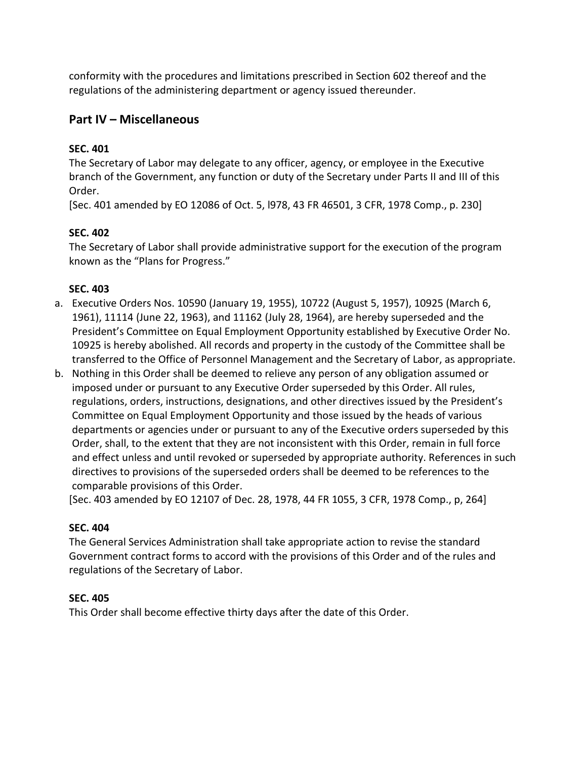conformity with the procedures and limitations prescribed in Section 602 thereof and the regulations of the administering department or agency issued thereunder.

## Part IV – Miscellaneous

**SEC. 401**

The Secretary of Labor may delegate to any officer, agency, or employee in the Executive branch of the Government, any function or duty of the Secretary under Parts II and III of this Order.

[Sec. 401 amended by EO 12086 of Oct. 5, l978, 43 FR 46501, 3 CFR, 1978 Comp., p. 230]

**SEC. 402**

The Secretary of Labor shall provide administrative support for the execution of the program known as the "Plans for Progress."

**SEC. 403**

a. Executive Orders Nos. 10590 (January 19, 1955), 10722 (August 5, 1957), 10925 (March 6, 1961), 11114 (June 22, 1963), and 11162 (July 28, 1964), are hereby superseded and the President's Committee on Equal Employment Opportunity established by Executive Order No. 10925 is hereby abolished. All records and property in the custody of the Committee shall be transferred to the Office of Personnel Management and the Secretary of Labor, as appropriate.
b. Nothing in this Order shall be deemed to relieve any person of any obligation assumed or imposed under or pursuant to any Executive Order superseded by this Order. All rules, regulations, orders, instructions, designations, and other directives issued by the President's Committee on Equal Employment Opportunity and those issued by the heads of various departments or agencies under or pursuant to any of the Executive orders superseded by this Order, shall, to the extent that they are not inconsistent with this Order, remain in full force and effect unless and until revoked or superseded by appropriate authority. References in such directives to provisions of the superseded orders shall be deemed to be references to the comparable provisions of this Order.

[Sec. 403 amended by EO 12107 of Dec. 28, 1978, 44 FR 1055, 3 CFR, 1978 Comp., p, 264]

**SEC. 404**

The General Services Administration shall take appropriate action to revise the standard Government contract forms to accord with the provisions of this Order and of the rules and regulations of the Secretary of Labor.

**SEC. 405**

This Order shall become effective thirty days after the date of this Order.